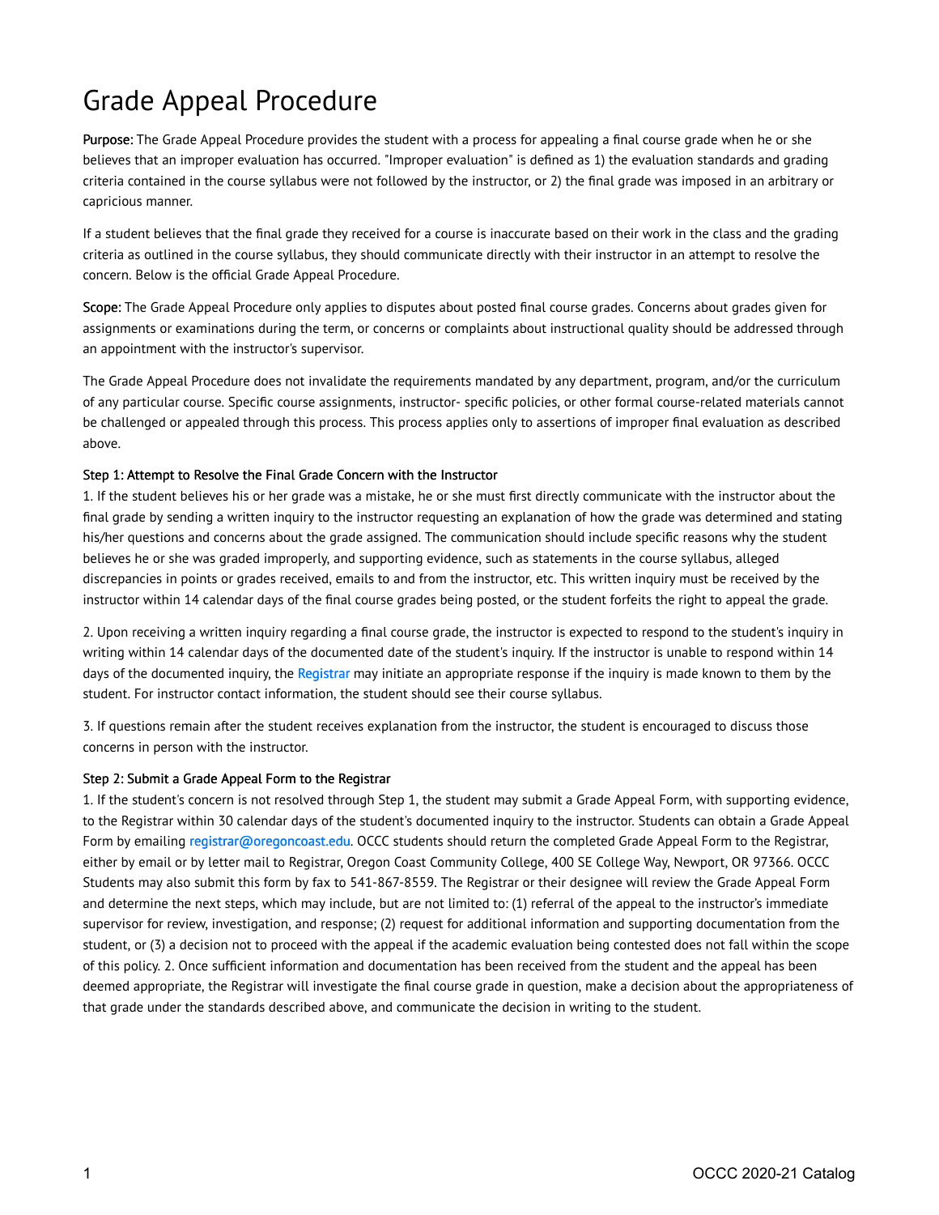# Grade Appeal Procedure

**Purpose:** The Grade Appeal Procedure provides the student with a process for appealing a final course grade when he or she believes that an improper evaluation has occurred. "Improper evaluation" is defined as 1) the evaluation standards and grading criteria contained in the course syllabus were not followed by the instructor, or 2) the final grade was imposed in an arbitrary or capricious manner.

If a student believes that the final grade they received for a course is inaccurate based on their work in the class and the grading criteria as outlined in the course syllabus, they should communicate directly with their instructor in an attempt to resolve the concern. Below is the official Grade Appeal Procedure.

**Scope:** The Grade Appeal Procedure only applies to disputes about posted final course grades. Concerns about grades given for assignments or examinations during the term, or concerns or complaints about instructional quality should be addressed through an appointment with the instructor's supervisor.

The Grade Appeal Procedure does not invalidate the requirements mandated by any department, program, and/or the curriculum of any particular course. Specific course assignments, instructor- specific policies, or other formal course-related materials cannot be challenged or appealed through this process. This process applies only to assertions of improper final evaluation as described above.

**Step 1: Attempt to Resolve the Final Grade Concern with the Instructor**

1. If the student believes his or her grade was a mistake, he or she must first directly communicate with the instructor about the final grade by sending a written inquiry to the instructor requesting an explanation of how the grade was determined and stating his/her questions and concerns about the grade assigned. The communication should include specific reasons why the student believes he or she was graded improperly, and supporting evidence, such as statements in the course syllabus, alleged discrepancies in points or grades received, emails to and from the instructor, etc. This written inquiry must be received by the instructor within 14 calendar days of the final course grades being posted, or the student forfeits the right to appeal the grade.

2. Upon receiving a written inquiry regarding a final course grade, the instructor is expected to respond to the student's inquiry in writing within 14 calendar days of the documented date of the student's inquiry. If the instructor is unable to respond within 14 days of the documented inquiry, the Registrar may initiate an appropriate response if the inquiry is made known to them by the student. For instructor contact information, the student should see their course syllabus.

3. If questions remain after the student receives explanation from the instructor, the student is encouraged to discuss those concerns in person with the instructor.

**Step 2: Submit a Grade Appeal Form to the Registrar**

1. If the student's concern is not resolved through Step 1, the student may submit a Grade Appeal Form, with supporting evidence, to the Registrar within 30 calendar days of the student's documented inquiry to the instructor. Students can obtain a Grade Appeal Form by emailing registrar@oregoncoast.edu. OCCC students should return the completed Grade Appeal Form to the Registrar, either by email or by letter mail to Registrar, Oregon Coast Community College, 400 SE College Way, Newport, OR 97366. OCCC Students may also submit this form by fax to 541-867-8559. The Registrar or their designee will review the Grade Appeal Form and determine the next steps, which may include, but are not limited to: (1) referral of the appeal to the instructor's immediate supervisor for review, investigation, and response; (2) request for additional information and supporting documentation from the student, or (3) a decision not to proceed with the appeal if the academic evaluation being contested does not fall within the scope of this policy. 2. Once sufficient information and documentation has been received from the student and the appeal has been deemed appropriate, the Registrar will investigate the final course grade in question, make a decision about the appropriateness of that grade under the standards described above, and communicate the decision in writing to the student.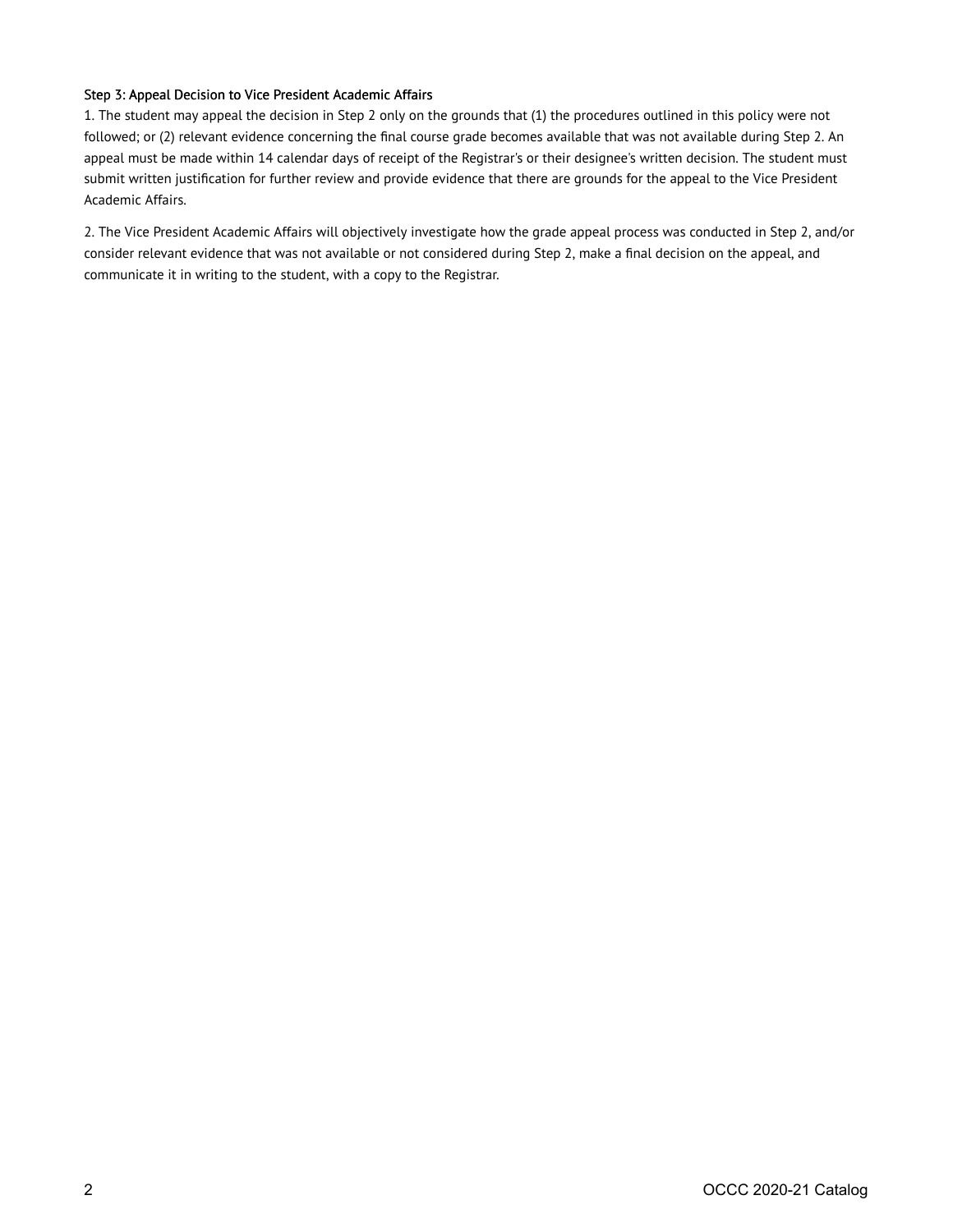#### Step 3: Appeal Decision to Vice President Academic Affairs

1. The student may appeal the decision in Step 2 only on the grounds that (1) the procedures outlined in this policy were not followed; or (2) relevant evidence concerning the final course grade becomes available that was not available during Step 2. An appeal must be made within 14 calendar days of receipt of the Registrar's or their designee's written decision. The student must submit written justification for further review and provide evidence that there are grounds for the appeal to the Vice President Academic Affairs.

2. The Vice President Academic Affairs will objectively investigate how the grade appeal process was conducted in Step 2, and/or consider relevant evidence that was not available or not considered during Step 2, make a final decision on the appeal, and communicate it in writing to the student, with a copy to the Registrar.